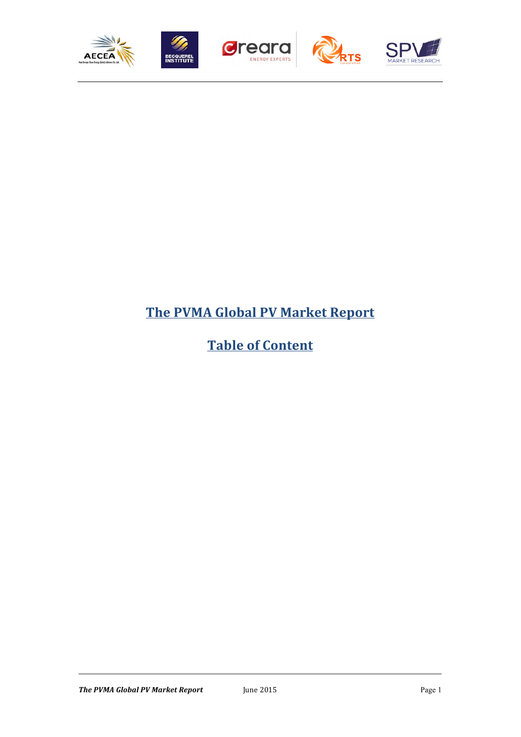# The PVMA Global PV Market Report

## Table of Content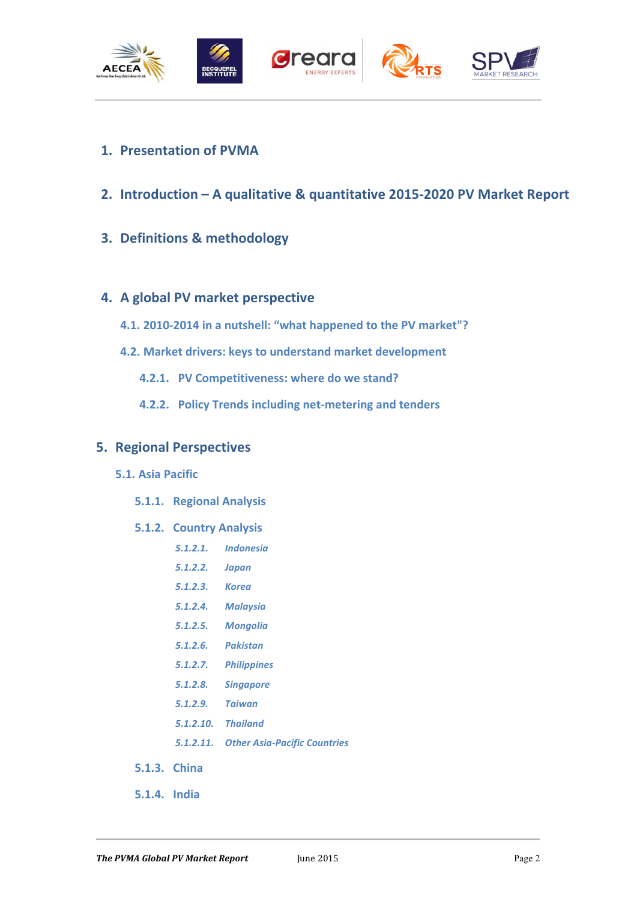1. **Presentation of PVMA**

2. **Introduction – A qualitative & quantitative 2015-2020 PV Market Report**

3. **Definitions & methodology**

4. **A global PV market perspective**
   - **4.1. 2010-2014 in a nutshell: "what happened to the PV market"?**
   - **4.2. Market drivers: keys to understand market development**
     - **4.2.1. PV Competitiveness: where do we stand?**
     - **4.2.2. Policy Trends including net-metering and tenders**

5. **Regional Perspectives**
   - **5.1. Asia Pacific**
     - **5.1.1. Regional Analysis**
     - **5.1.2. Country Analysis**
       - ***5.1.2.1. Indonesia***
       - ***5.1.2.2. Japan***
       - ***5.1.2.3. Korea***
       - ***5.1.2.4. Malaysia***
       - ***5.1.2.5. Mongolia***
       - ***5.1.2.6. Pakistan***
       - ***5.1.2.7. Philippines***
       - ***5.1.2.8. Singapore***
       - ***5.1.2.9. Taiwan***
       - ***5.1.2.10. Thailand***
       - ***5.1.2.11. Other Asia-Pacific Countries***
     - **5.1.3. China**
     - **5.1.4. India**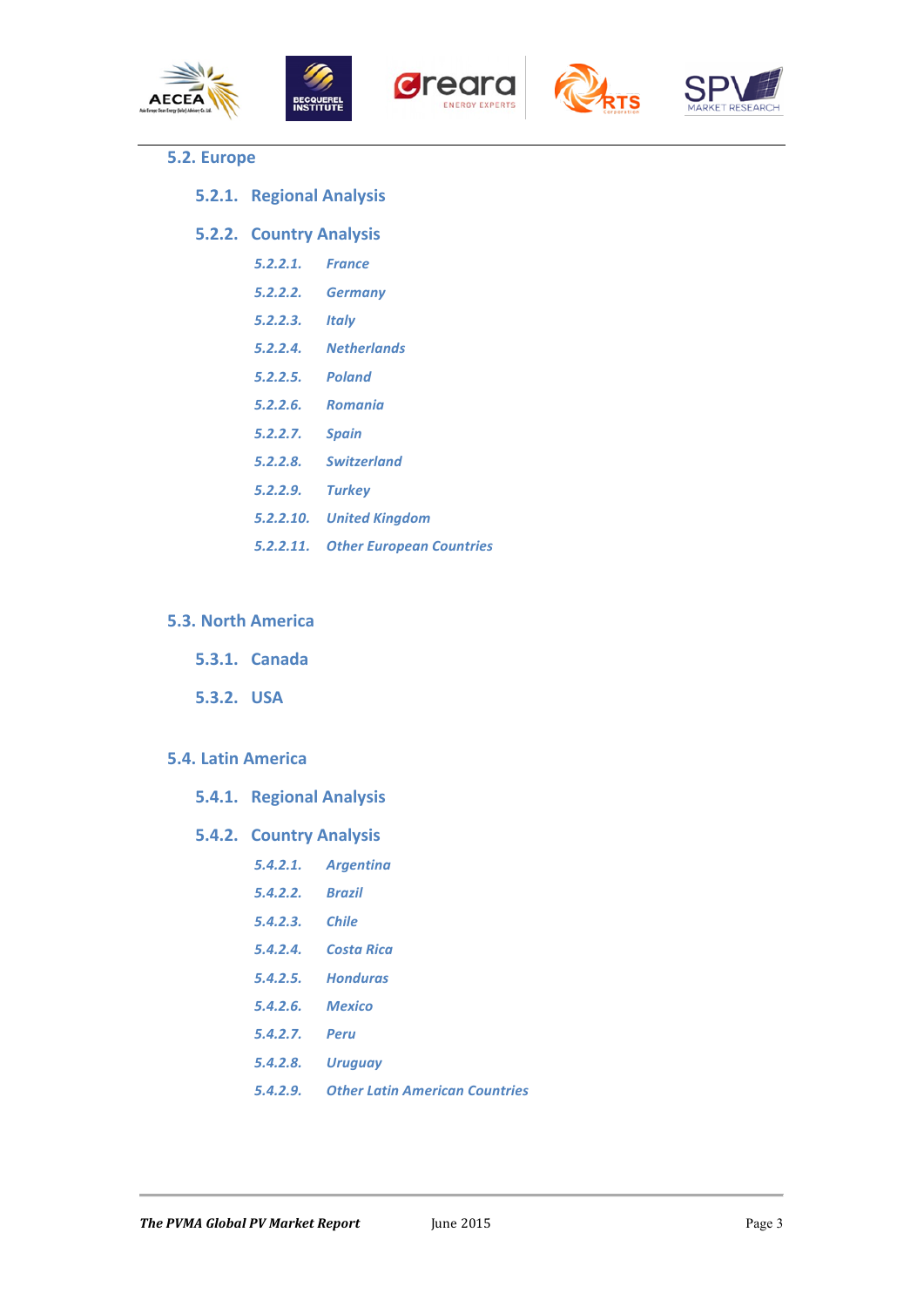## 5.2. Europe

### 5.2.1. Regional Analysis

### 5.2.2. Country Analysis

#### *5.2.2.1. France*

#### *5.2.2.2. Germany*

#### *5.2.2.3. Italy*

#### *5.2.2.4. Netherlands*

#### *5.2.2.5. Poland*

#### *5.2.2.6. Romania*

#### *5.2.2.7. Spain*

#### *5.2.2.8. Switzerland*

#### *5.2.2.9. Turkey*

#### *5.2.2.10. United Kingdom*

#### *5.2.2.11. Other European Countries*

## 5.3. North America

### 5.3.1. Canada

### 5.3.2. USA

## 5.4. Latin America

### 5.4.1. Regional Analysis

### 5.4.2. Country Analysis

#### *5.4.2.1. Argentina*

#### *5.4.2.2. Brazil*

#### *5.4.2.3. Chile*

#### *5.4.2.4. Costa Rica*

#### *5.4.2.5. Honduras*

#### *5.4.2.6. Mexico*

#### *5.4.2.7. Peru*

#### *5.4.2.8. Uruguay*

#### *5.4.2.9. Other Latin American Countries*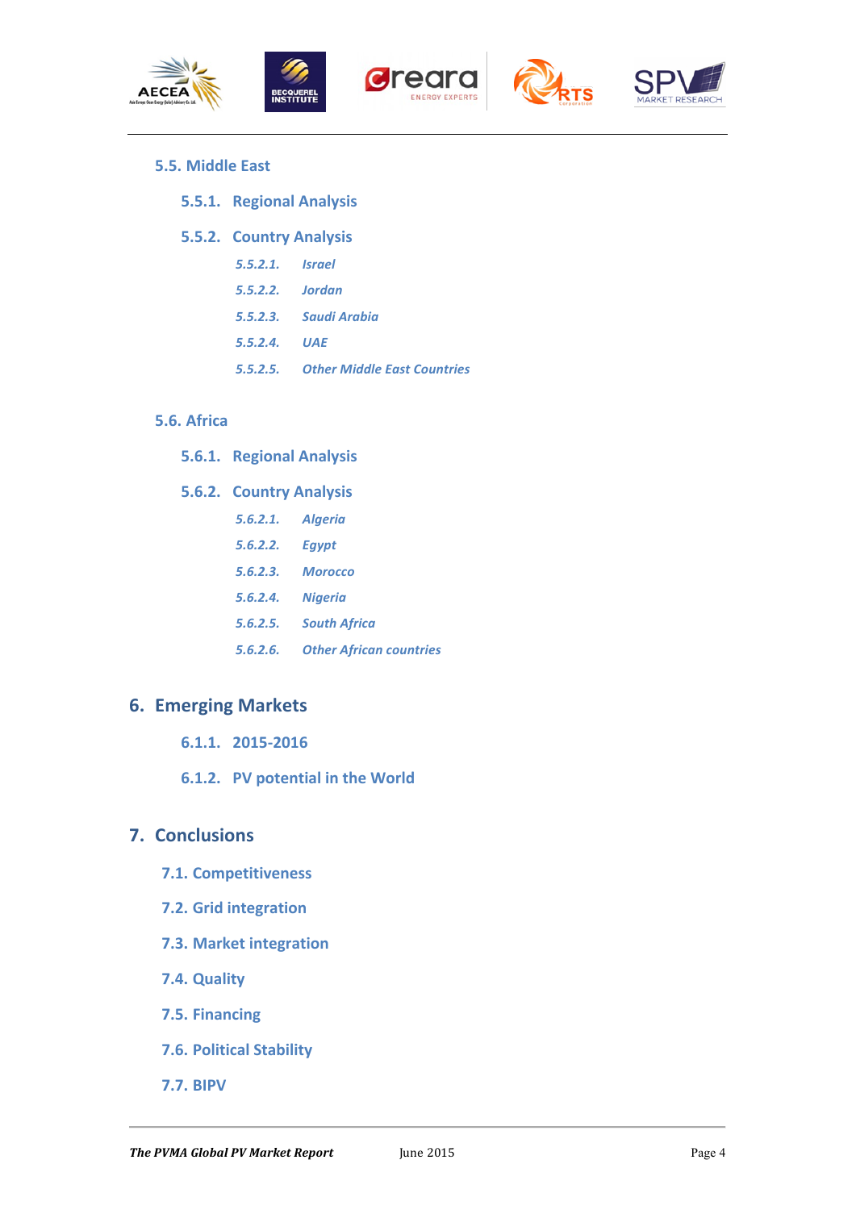## 5.5. Middle East

### 5.5.1. Regional Analysis

### 5.5.2. Country Analysis

#### *5.5.2.1. Israel*

#### *5.5.2.2. Jordan*

#### *5.5.2.3. Saudi Arabia*

#### *5.5.2.4. UAE*

#### *5.5.2.5. Other Middle East Countries*

## 5.6. Africa

### 5.6.1. Regional Analysis

### 5.6.2. Country Analysis

#### *5.6.2.1. Algeria*

#### *5.6.2.2. Egypt*

#### *5.6.2.3. Morocco*

#### *5.6.2.4. Nigeria*

#### *5.6.2.5. South Africa*

#### *5.6.2.6. Other African countries*

# 6. Emerging Markets

### 6.1.1. 2015-2016

### 6.1.2. PV potential in the World

# 7. Conclusions

## 7.1. Competitiveness

## 7.2. Grid integration

## 7.3. Market integration

## 7.4. Quality

## 7.5. Financing

## 7.6. Political Stability

## 7.7. BIPV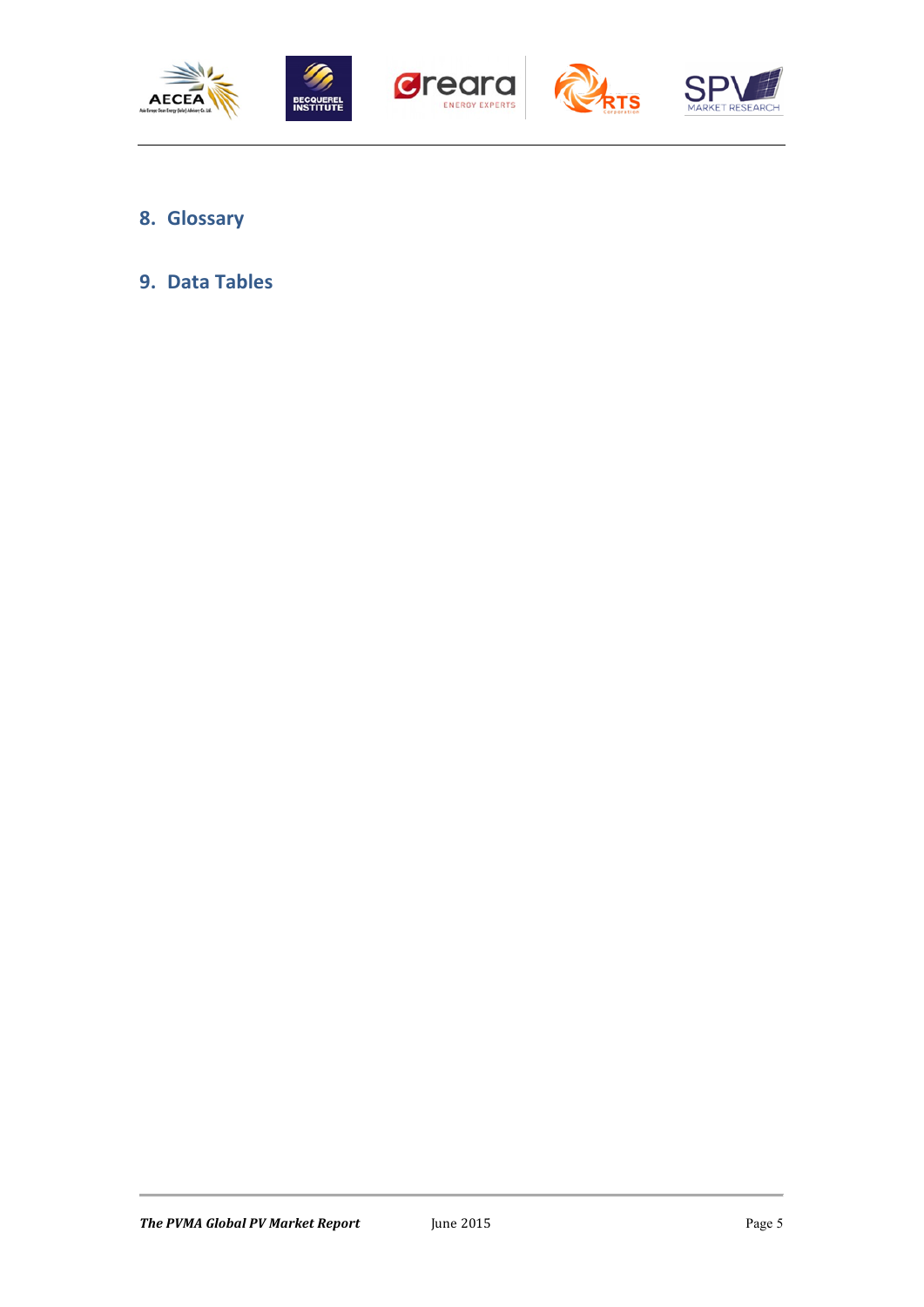## 8. Glossary

## 9. Data Tables